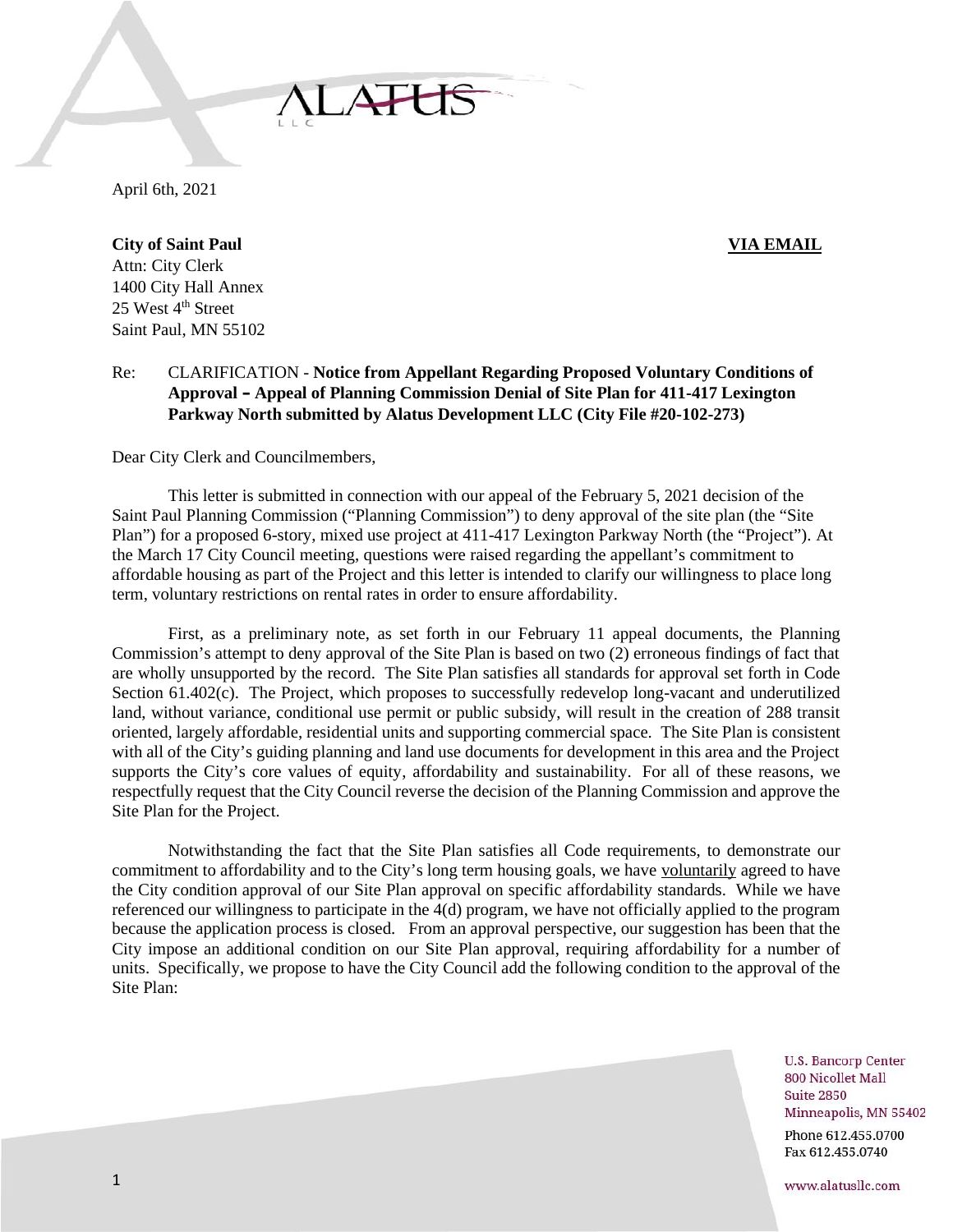April 6th, 2021

**City of Saint Paul** **VIA EMAIL**
Attn: City Clerk
1400 City Hall Annex
25 West 4th Street
Saint Paul, MN 55102

Re: CLARIFICATION - **Notice from Appellant Regarding Proposed Voluntary Conditions of Approval – Appeal of Planning Commission Denial of Site Plan for 411-417 Lexington Parkway North submitted by Alatus Development LLC (City File #20-102-273)**

Dear City Clerk and Councilmembers,

This letter is submitted in connection with our appeal of the February 5, 2021 decision of the Saint Paul Planning Commission ("Planning Commission") to deny approval of the site plan (the "Site Plan") for a proposed 6-story, mixed use project at 411-417 Lexington Parkway North (the "Project"). At the March 17 City Council meeting, questions were raised regarding the appellant's commitment to affordable housing as part of the Project and this letter is intended to clarify our willingness to place long term, voluntary restrictions on rental rates in order to ensure affordability.

First, as a preliminary note, as set forth in our February 11 appeal documents, the Planning Commission's attempt to deny approval of the Site Plan is based on two (2) erroneous findings of fact that are wholly unsupported by the record. The Site Plan satisfies all standards for approval set forth in Code Section 61.402(c). The Project, which proposes to successfully redevelop long-vacant and underutilized land, without variance, conditional use permit or public subsidy, will result in the creation of 288 transit oriented, largely affordable, residential units and supporting commercial space. The Site Plan is consistent with all of the City's guiding planning and land use documents for development in this area and the Project supports the City's core values of equity, affordability and sustainability. For all of these reasons, we respectfully request that the City Council reverse the decision of the Planning Commission and approve the Site Plan for the Project.

Notwithstanding the fact that the Site Plan satisfies all Code requirements, to demonstrate our commitment to affordability and to the City's long term housing goals, we have voluntarily agreed to have the City condition approval of our Site Plan approval on specific affordability standards. While we have referenced our willingness to participate in the 4(d) program, we have not officially applied to the program because the application process is closed. From an approval perspective, our suggestion has been that the City impose an additional condition on our Site Plan approval, requiring affordability for a number of units. Specifically, we propose to have the City Council add the following condition to the approval of the Site Plan: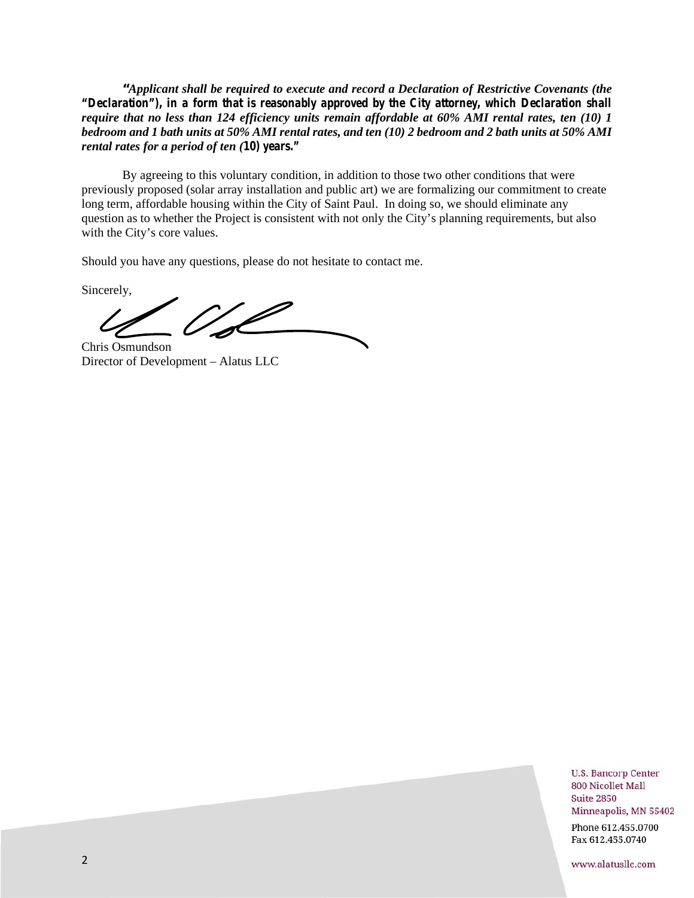*"Applicant shall be required to execute and record a Declaration of Restrictive Covenants (the "Declaration"), in a form that is reasonably approved by the City attorney, which Declaration shall require that no less than 124 efficiency units remain affordable at 60% AMI rental rates, ten (10) 1 bedroom and 1 bath units at 50% AMI rental rates, and ten (10) 2 bedroom and 2 bath units at 50% AMI rental rates for a period of ten (10) years."*

By agreeing to this voluntary condition, in addition to those two other conditions that were previously proposed (solar array installation and public art) we are formalizing our commitment to create long term, affordable housing within the City of Saint Paul. In doing so, we should eliminate any question as to whether the Project is consistent with not only the City's planning requirements, but also with the City's core values.

Should you have any questions, please do not hesitate to contact me.

Sincerely,

Chris Osmundson
Director of Development – Alatus LLC

U.S. Bancorp Center
800 Nicollet Mall
Suite 2850
Minneapolis, MN 55402

Phone 612.455.0700
Fax 612.455.0740

www.alatusllc.com